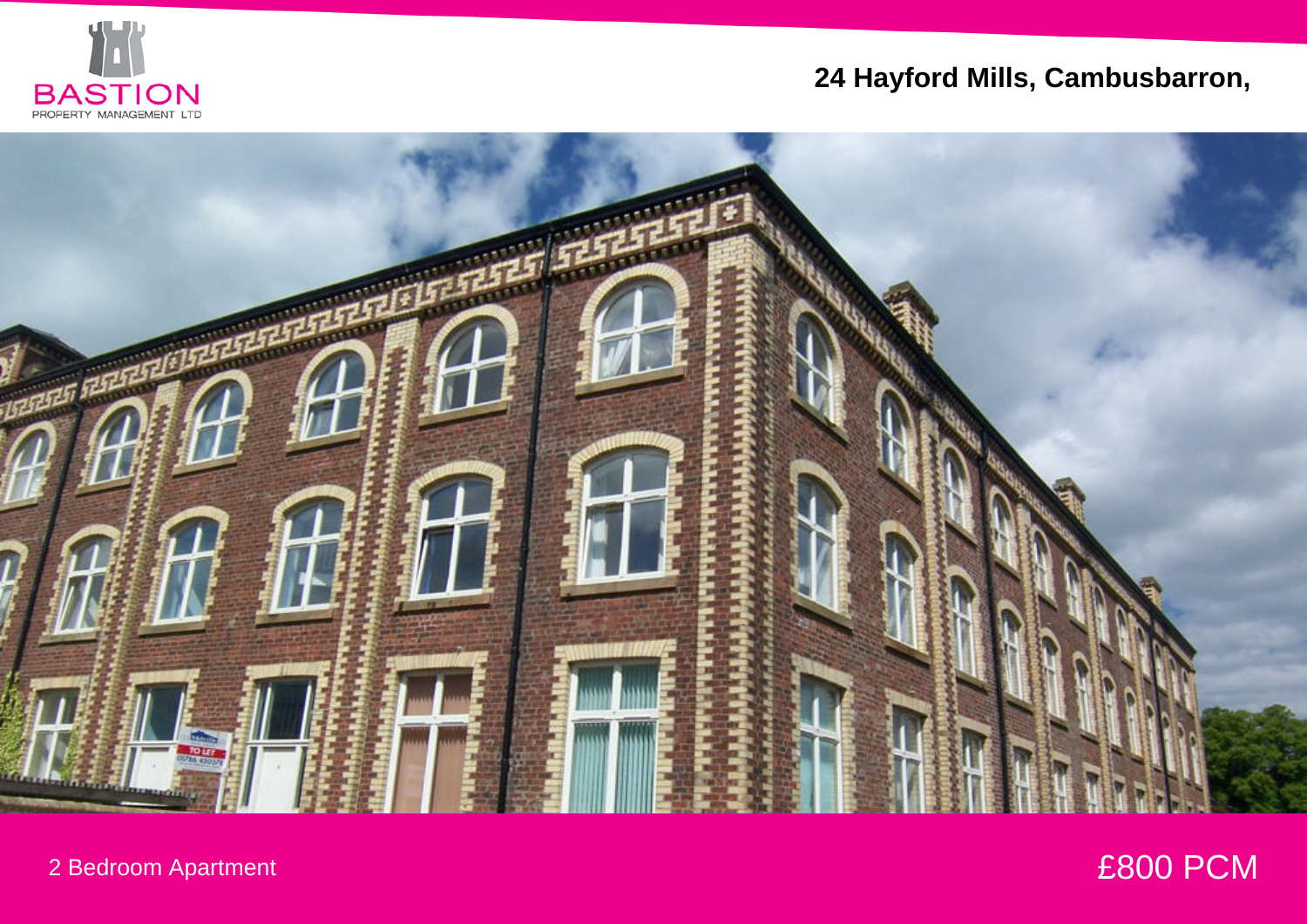BASTION
PROPERTY MANAGEMENT LTD

# 24 Hayford Mills, Cambusbarron,

2 Bedroom Apartment

£800 PCM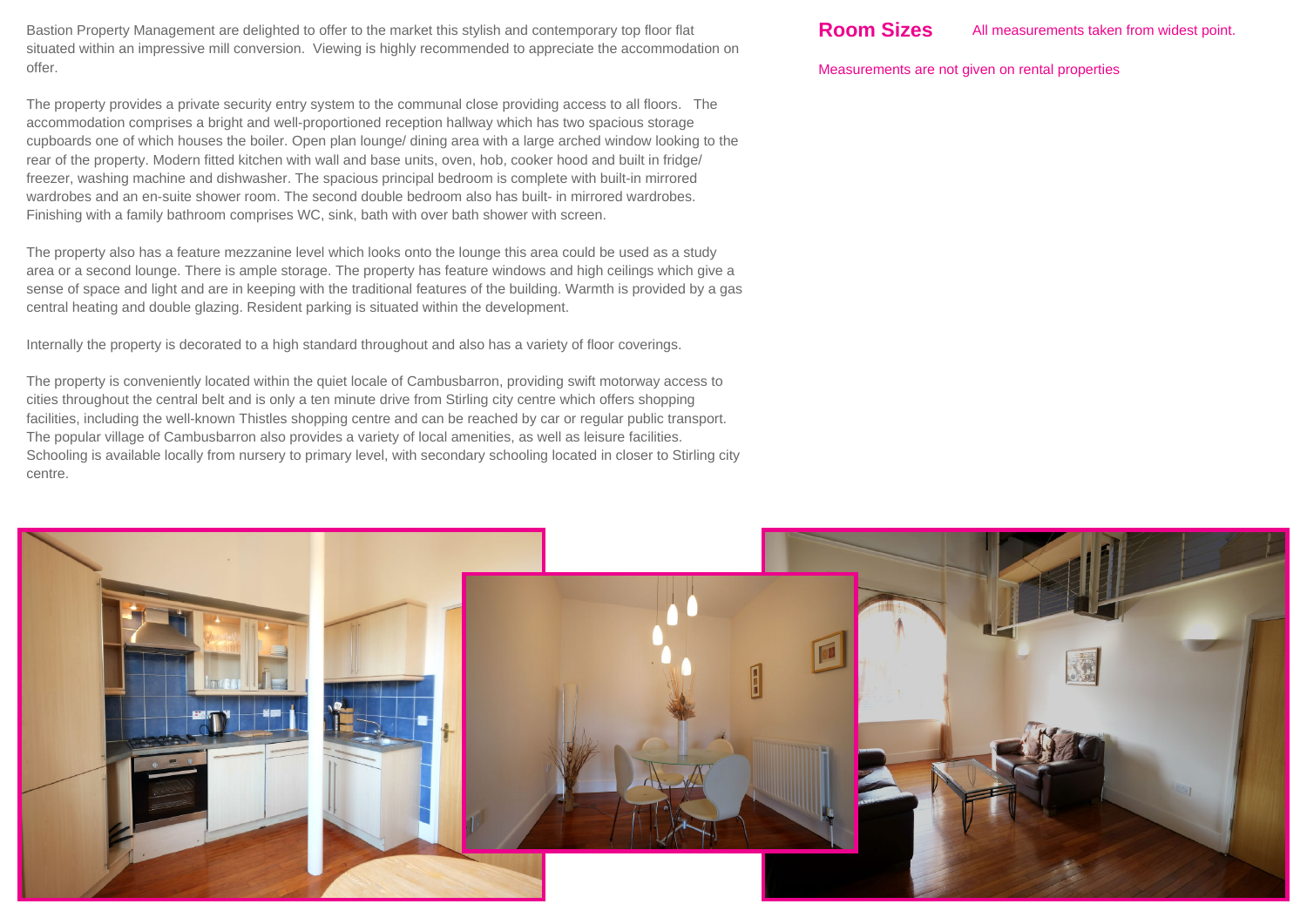Bastion Property Management are delighted to offer to the market this stylish and contemporary top floor flat situated within an impressive mill conversion. Viewing is highly recommended to appreciate the accommodation on offer.

The property provides a private security entry system to the communal close providing access to all floors. The accommodation comprises a bright and well-proportioned reception hallway which has two spacious storage cupboards one of which houses the boiler. Open plan lounge/ dining area with a large arched window looking to the rear of the property. Modern fitted kitchen with wall and base units, oven, hob, cooker hood and built in fridge/ freezer, washing machine and dishwasher. The spacious principal bedroom is complete with built-in mirrored wardrobes and an en-suite shower room. The second double bedroom also has built- in mirrored wardrobes. Finishing with a family bathroom comprises WC, sink, bath with over bath shower with screen.

The property also has a feature mezzanine level which looks onto the lounge this area could be used as a study area or a second lounge. There is ample storage. The property has feature windows and high ceilings which give a sense of space and light and are in keeping with the traditional features of the building. Warmth is provided by a gas central heating and double glazing. Resident parking is situated within the development.

Internally the property is decorated to a high standard throughout and also has a variety of floor coverings.

The property is conveniently located within the quiet locale of Cambusbarron, providing swift motorway access to cities throughout the central belt and is only a ten minute drive from Stirling city centre which offers shopping facilities, including the well-known Thistles shopping centre and can be reached by car or regular public transport. The popular village of Cambusbarron also provides a variety of local amenities, as well as leisure facilities. Schooling is available locally from nursery to primary level, with secondary schooling located in closer to Stirling city centre.

## Room Sizes

All measurements taken from widest point.

Measurements are not given on rental properties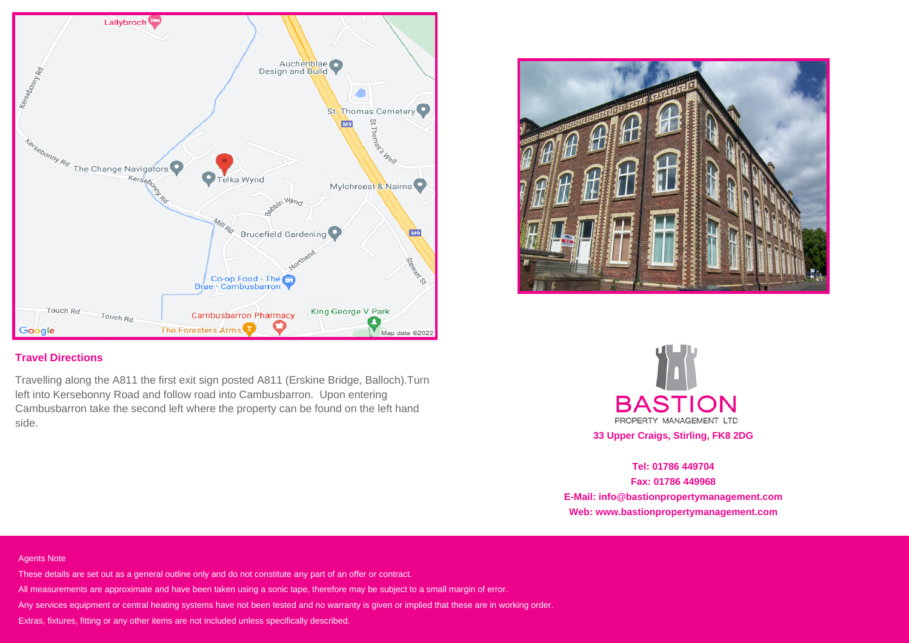## Travel Directions

Travelling along the A811 the first exit sign posted A811 (Erskine Bridge, Balloch).Turn left into Kersebonny Road and follow road into Cambusbarron. Upon entering Cambusbarron take the second left where the property can be found on the left hand side.

BASTION
PROPERTY MANAGEMENT LTD

**33 Upper Craigs, Stirling, FK8 2DG**

**Tel: 01786 449704**
**Fax: 01786 449968**
**E-Mail: info@bastionpropertymanagement.com**
**Web: www.bastionpropertymanagement.com**

Agents Note

These details are set out as a general outline only and do not constitute any part of an offer or contract.

All measurements are approximate and have been taken using a sonic tape, therefore may be subject to a small margin of error.

Any services equipment or central heating systems have not been tested and no warranty is given or implied that these are in working order.

Extras, fixtures, fitting or any other items are not included unless specifically described.